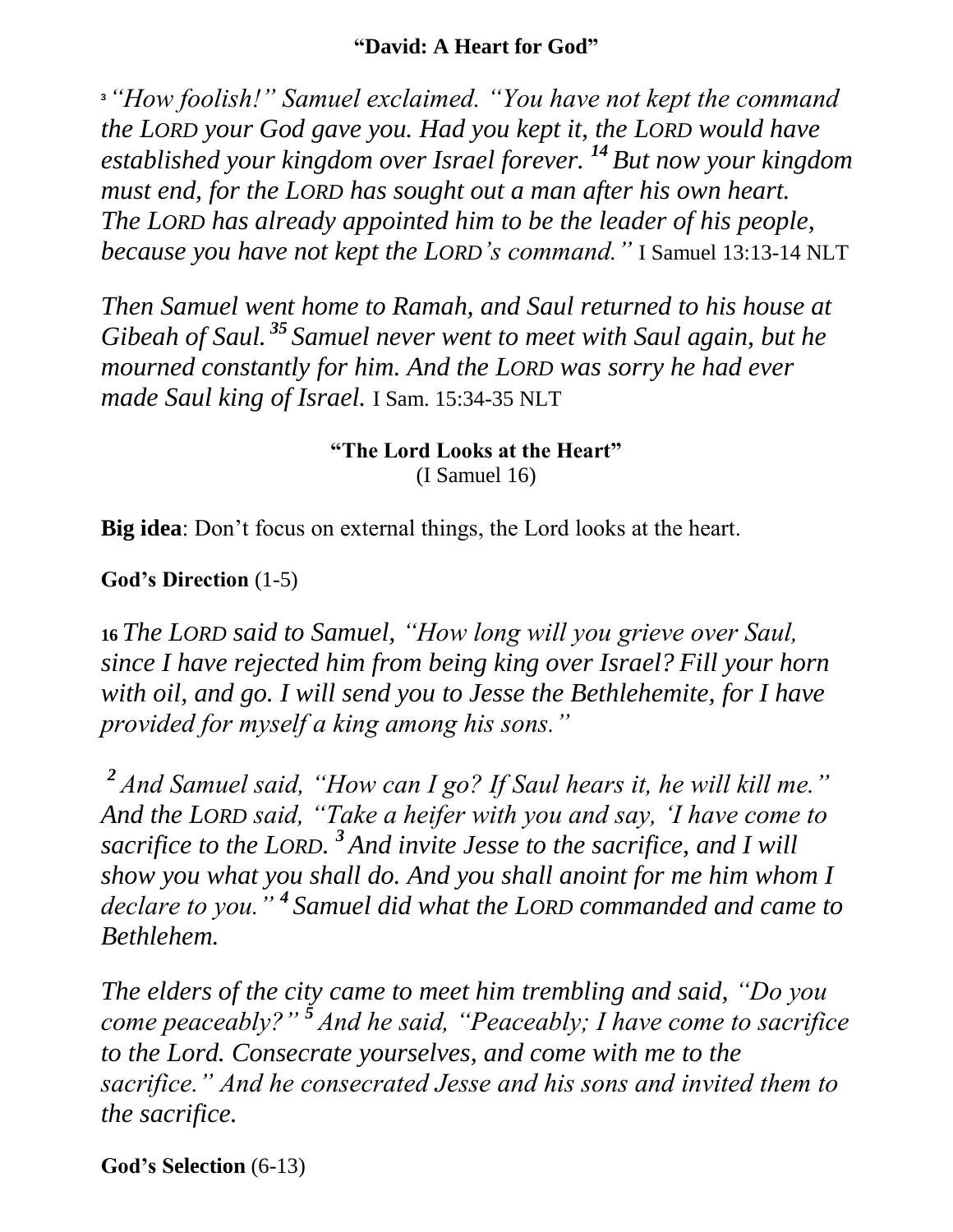**"David: A Heart for God"**

[3] *"How foolish!" Samuel exclaimed. "You have not kept the command the LORD your God gave you. Had you kept it, the LORD would have established your kingdom over Israel forever.* [14] *But now your kingdom must end, for the LORD has sought out a man after his own heart. The LORD has already appointed him to be the leader of his people, because you have not kept the LORD's command."* I Samuel 13:13-14 NLT

*Then Samuel went home to Ramah, and Saul returned to his house at Gibeah of Saul.* [35] *Samuel never went to meet with Saul again, but he mourned constantly for him. And the LORD was sorry he had ever made Saul king of Israel.* I Sam. 15:34-35 NLT

**"The Lord Looks at the Heart"**
(I Samuel 16)

**Big idea**: Don't focus on external things, the Lord looks at the heart.

**God's Direction** (1-5)

**16** *The LORD said to Samuel, "How long will you grieve over Saul, since I have rejected him from being king over Israel? Fill your horn with oil, and go. I will send you to Jesse the Bethlehemite, for I have provided for myself a king among his sons."*

[2] *And Samuel said, "How can I go? If Saul hears it, he will kill me." And the LORD said, "Take a heifer with you and say, 'I have come to sacrifice to the LORD.* [3] *And invite Jesse to the sacrifice, and I will show you what you shall do. And you shall anoint for me him whom I declare to you."* [4] *Samuel did what the LORD commanded and came to Bethlehem.*

*The elders of the city came to meet him trembling and said, "Do you come peaceably?"* [5] *And he said, "Peaceably; I have come to sacrifice to the Lord. Consecrate yourselves, and come with me to the sacrifice." And he consecrated Jesse and his sons and invited them to the sacrifice.*

**God's Selection** (6-13)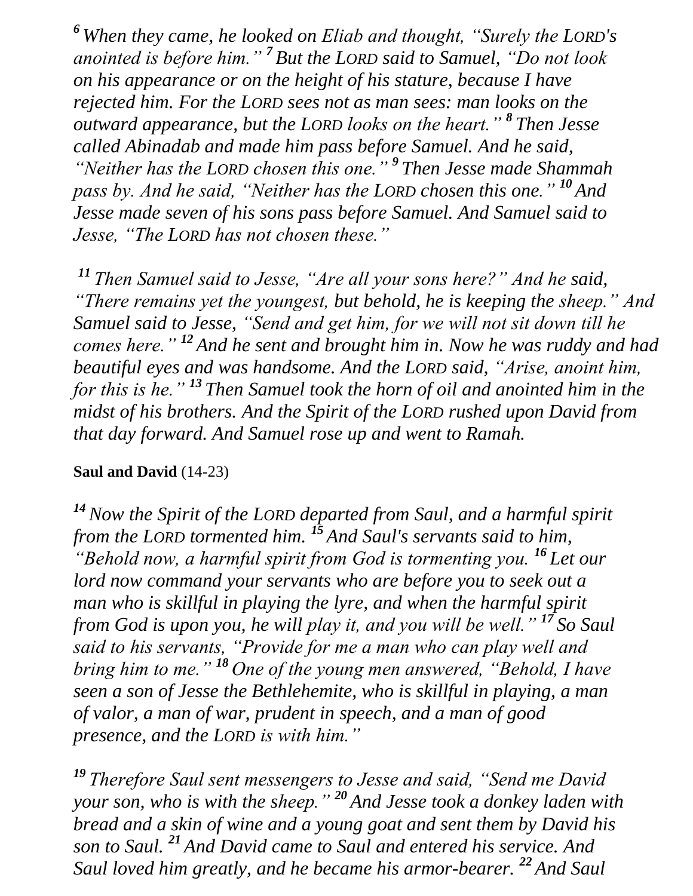*[6] When they came, he looked on Eliab and thought, "Surely the LORD's anointed is before him." [7] But the LORD said to Samuel, "Do not look on his appearance or on the height of his stature, because I have rejected him. For the LORD sees not as man sees: man looks on the outward appearance, but the LORD looks on the heart." [8] Then Jesse called Abinadab and made him pass before Samuel. And he said, "Neither has the LORD chosen this one." [9] Then Jesse made Shammah pass by. And he said, "Neither has the LORD chosen this one." [10] And Jesse made seven of his sons pass before Samuel. And Samuel said to Jesse, "The LORD has not chosen these."*

*[11] Then Samuel said to Jesse, "Are all your sons here?" And he said, "There remains yet the youngest, but behold, he is keeping the sheep." And Samuel said to Jesse, "Send and get him, for we will not sit down till he comes here." [12] And he sent and brought him in. Now he was ruddy and had beautiful eyes and was handsome. And the LORD said, "Arise, anoint him, for this is he." [13] Then Samuel took the horn of oil and anointed him in the midst of his brothers. And the Spirit of the LORD rushed upon David from that day forward. And Samuel rose up and went to Ramah.*

**Saul and David** (14-23)

*[14] Now the Spirit of the LORD departed from Saul, and a harmful spirit from the LORD tormented him. [15] And Saul's servants said to him, "Behold now, a harmful spirit from God is tormenting you. [16] Let our lord now command your servants who are before you to seek out a man who is skillful in playing the lyre, and when the harmful spirit from God is upon you, he will play it, and you will be well." [17] So Saul said to his servants, "Provide for me a man who can play well and bring him to me." [18] One of the young men answered, "Behold, I have seen a son of Jesse the Bethlehemite, who is skillful in playing, a man of valor, a man of war, prudent in speech, and a man of good presence, and the LORD is with him."*

*[19] Therefore Saul sent messengers to Jesse and said, "Send me David your son, who is with the sheep." [20] And Jesse took a donkey laden with bread and a skin of wine and a young goat and sent them by David his son to Saul. [21] And David came to Saul and entered his service. And Saul loved him greatly, and he became his armor-bearer. [22] And Saul*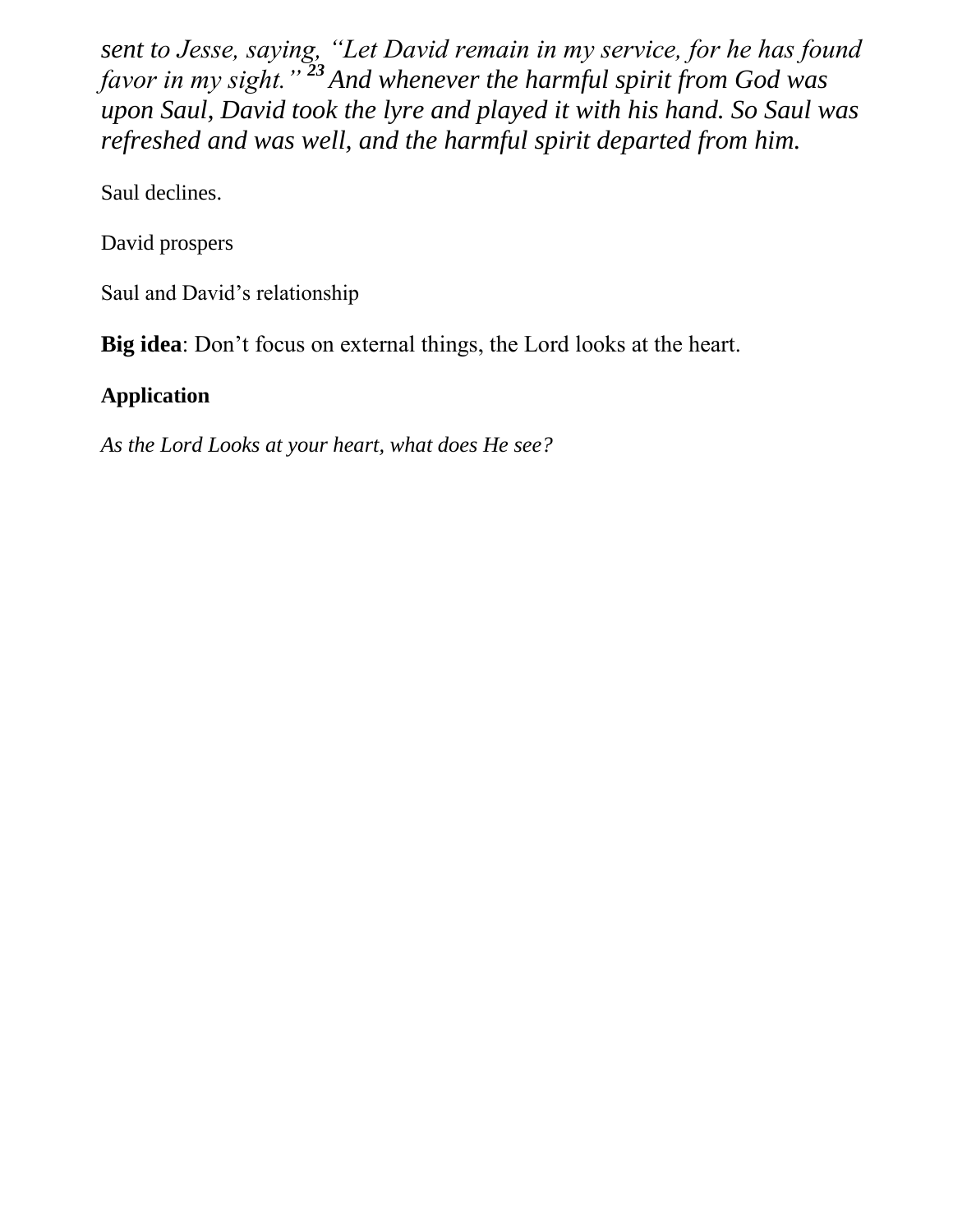*sent to Jesse, saying, "Let David remain in my service, for he has found favor in my sight."* ***23*** *And whenever the harmful spirit from God was upon Saul, David took the lyre and played it with his hand. So Saul was refreshed and was well, and the harmful spirit departed from him.*

Saul declines.

David prospers

Saul and David's relationship

**Big idea**: Don't focus on external things, the Lord looks at the heart.

**Application**

*As the Lord Looks at your heart, what does He see?*